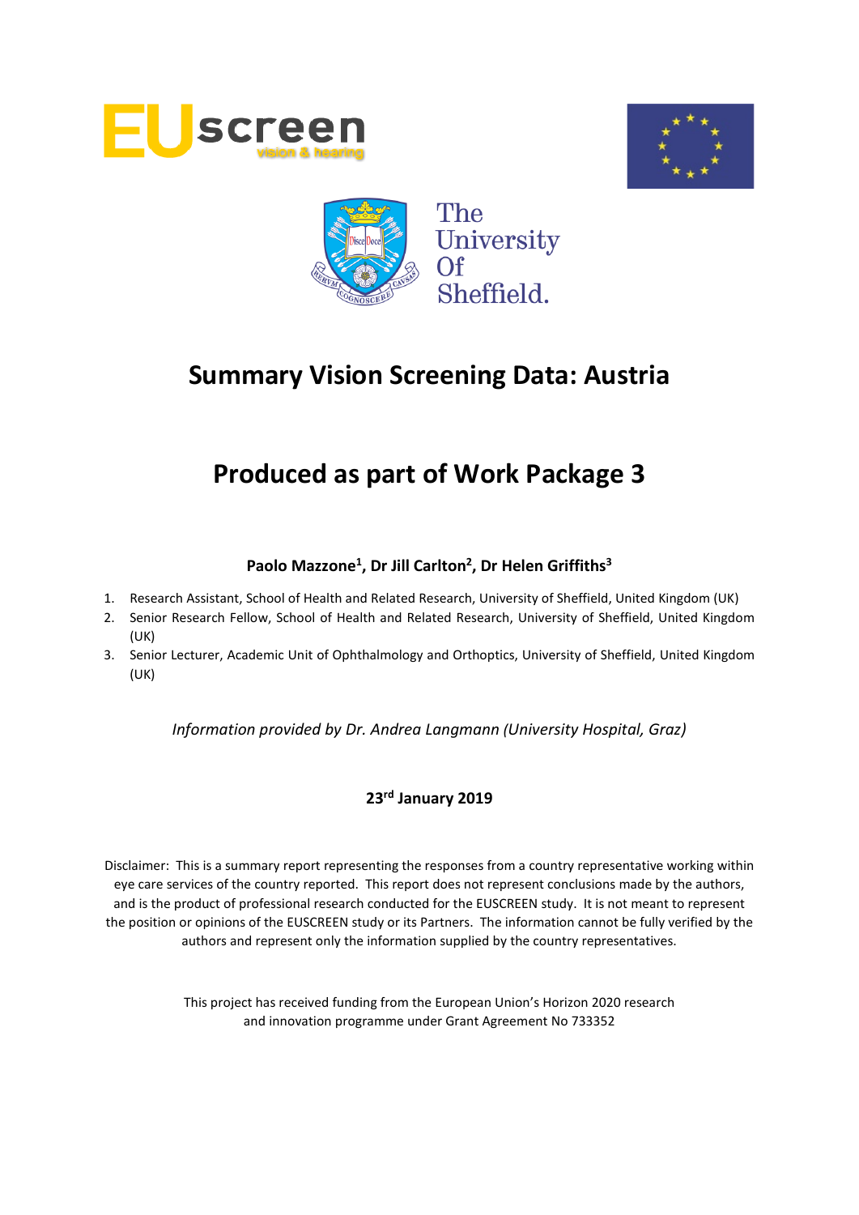# Summary Vision Screening Data: Austria

# Produced as part of Work Package 3

**Paolo Mazzone[1], Dr Jill Carlton[2], Dr Helen Griffiths[3]**

1. Research Assistant, School of Health and Related Research, University of Sheffield, United Kingdom (UK)
2. Senior Research Fellow, School of Health and Related Research, University of Sheffield, United Kingdom (UK)
3. Senior Lecturer, Academic Unit of Ophthalmology and Orthoptics, University of Sheffield, United Kingdom (UK)

*Information provided by Dr. Andrea Langmann (University Hospital, Graz)*

**23rd January 2019**

Disclaimer: This is a summary report representing the responses from a country representative working within eye care services of the country reported. This report does not represent conclusions made by the authors, and is the product of professional research conducted for the EUSCREEN study. It is not meant to represent the position or opinions of the EUSCREEN study or its Partners. The information cannot be fully verified by the authors and represent only the information supplied by the country representatives.

This project has received funding from the European Union's Horizon 2020 research and innovation programme under Grant Agreement No 733352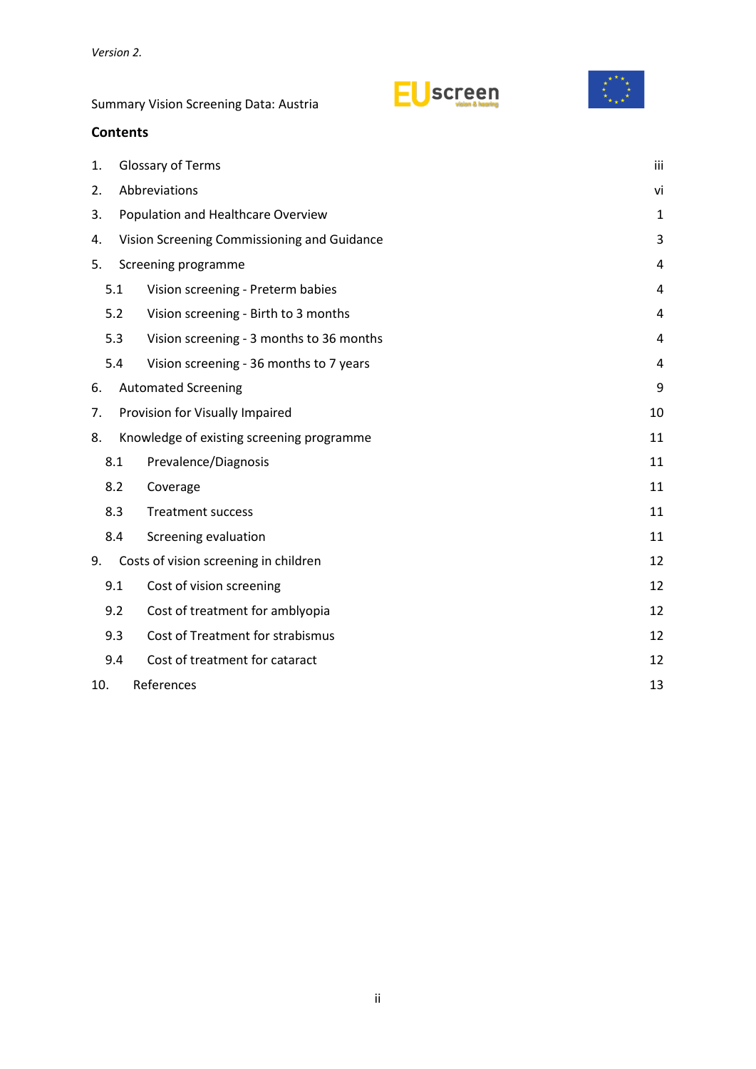*Version 2.*

Summary Vision Screening Data: Austria

**Contents**

| | | |
|---|---|---|
| 1. | Glossary of Terms | iii |
| 2. | Abbreviations | vi |
| 3. | Population and Healthcare Overview | 1 |
| 4. | Vision Screening Commissioning and Guidance | 3 |
| 5. | Screening programme | 4 |
| 5.1 | Vision screening - Preterm babies | 4 |
| 5.2 | Vision screening - Birth to 3 months | 4 |
| 5.3 | Vision screening - 3 months to 36 months | 4 |
| 5.4 | Vision screening - 36 months to 7 years | 4 |
| 6. | Automated Screening | 9 |
| 7. | Provision for Visually Impaired | 10 |
| 8. | Knowledge of existing screening programme | 11 |
| 8.1 | Prevalence/Diagnosis | 11 |
| 8.2 | Coverage | 11 |
| 8.3 | Treatment success | 11 |
| 8.4 | Screening evaluation | 11 |
| 9. | Costs of vision screening in children | 12 |
| 9.1 | Cost of vision screening | 12 |
| 9.2 | Cost of treatment for amblyopia | 12 |
| 9.3 | Cost of Treatment for strabismus | 12 |
| 9.4 | Cost of treatment for cataract | 12 |
| 10. | References | 13 |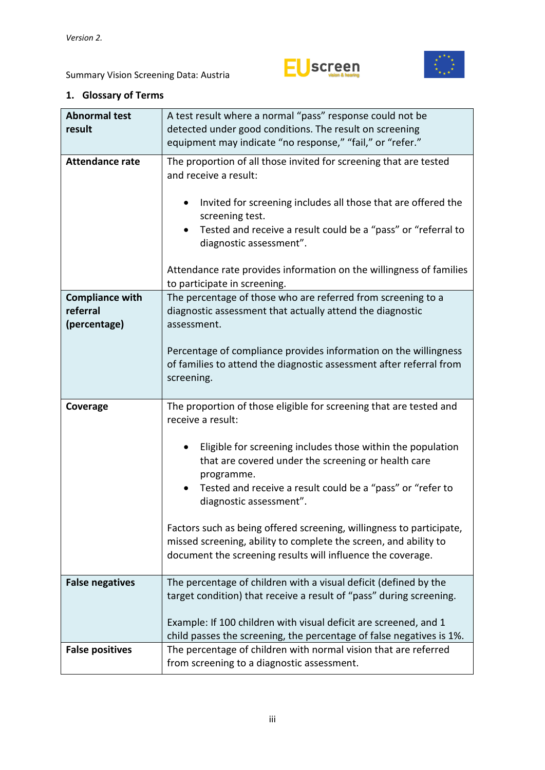## 1. Glossary of Terms

| Term | Definition |
|---|---|
| **Abnormal test result** | A test result where a normal "pass" response could not be detected under good conditions. The result on screening equipment may indicate "no response," "fail," or "refer." |
| **Attendance rate** | The proportion of all those invited for screening that are tested and receive a result:<br><br>• Invited for screening includes all those that are offered the screening test.<br>• Tested and receive a result could be a "pass" or "referral to diagnostic assessment".<br><br>Attendance rate provides information on the willingness of families to participate in screening. |
| **Compliance with referral (percentage)** | The percentage of those who are referred from screening to a diagnostic assessment that actually attend the diagnostic assessment.<br><br>Percentage of compliance provides information on the willingness of families to attend the diagnostic assessment after referral from screening. |
| **Coverage** | The proportion of those eligible for screening that are tested and receive a result:<br><br>• Eligible for screening includes those within the population that are covered under the screening or health care programme.<br>• Tested and receive a result could be a "pass" or "refer to diagnostic assessment".<br><br>Factors such as being offered screening, willingness to participate, missed screening, ability to complete the screen, and ability to document the screening results will influence the coverage. |
| **False negatives** | The percentage of children with a visual deficit (defined by the target condition) that receive a result of "pass" during screening.<br><br>Example: If 100 children with visual deficit are screened, and 1 child passes the screening, the percentage of false negatives is 1%. |
| **False positives** | The percentage of children with normal vision that are referred from screening to a diagnostic assessment. |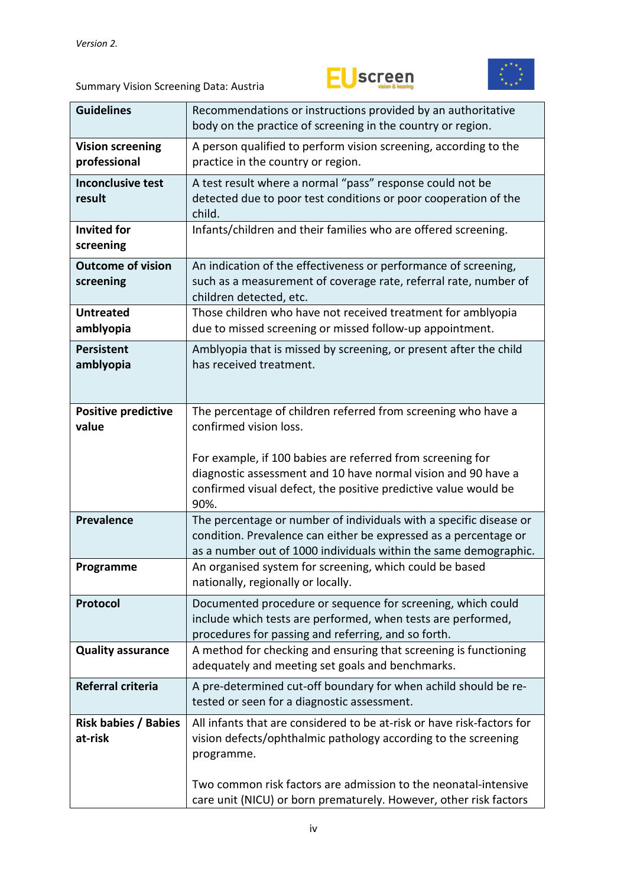| Guidelines | Recommendations or instructions provided by an authoritative body on the practice of screening in the country or region. |
|---|---|
| **Vision screening professional** | A person qualified to perform vision screening, according to the practice in the country or region. |
| **Inconclusive test result** | A test result where a normal “pass” response could not be detected due to poor test conditions or poor cooperation of the child. |
| **Invited for screening** | Infants/children and their families who are offered screening. |
| **Outcome of vision screening** | An indication of the effectiveness or performance of screening, such as a measurement of coverage rate, referral rate, number of children detected, etc. |
| **Untreated amblyopia** | Those children who have not received treatment for amblyopia due to missed screening or missed follow-up appointment. |
| **Persistent amblyopia** | Amblyopia that is missed by screening, or present after the child has received treatment. |
| **Positive predictive value** | The percentage of children referred from screening who have a confirmed vision loss.<br><br>For example, if 100 babies are referred from screening for diagnostic assessment and 10 have normal vision and 90 have a confirmed visual defect, the positive predictive value would be 90%. |
| **Prevalence** | The percentage or number of individuals with a specific disease or condition. Prevalence can either be expressed as a percentage or as a number out of 1000 individuals within the same demographic. |
| **Programme** | An organised system for screening, which could be based nationally, regionally or locally. |
| **Protocol** | Documented procedure or sequence for screening, which could include which tests are performed, when tests are performed, procedures for passing and referring, and so forth. |
| **Quality assurance** | A method for checking and ensuring that screening is functioning adequately and meeting set goals and benchmarks. |
| **Referral criteria** | A pre-determined cut-off boundary for when achild should be re-tested or seen for a diagnostic assessment. |
| **Risk babies / Babies at-risk** | All infants that are considered to be at-risk or have risk-factors for vision defects/ophthalmic pathology according to the screening programme.<br><br>Two common risk factors are admission to the neonatal-intensive care unit (NICU) or born prematurely. However, other risk factors |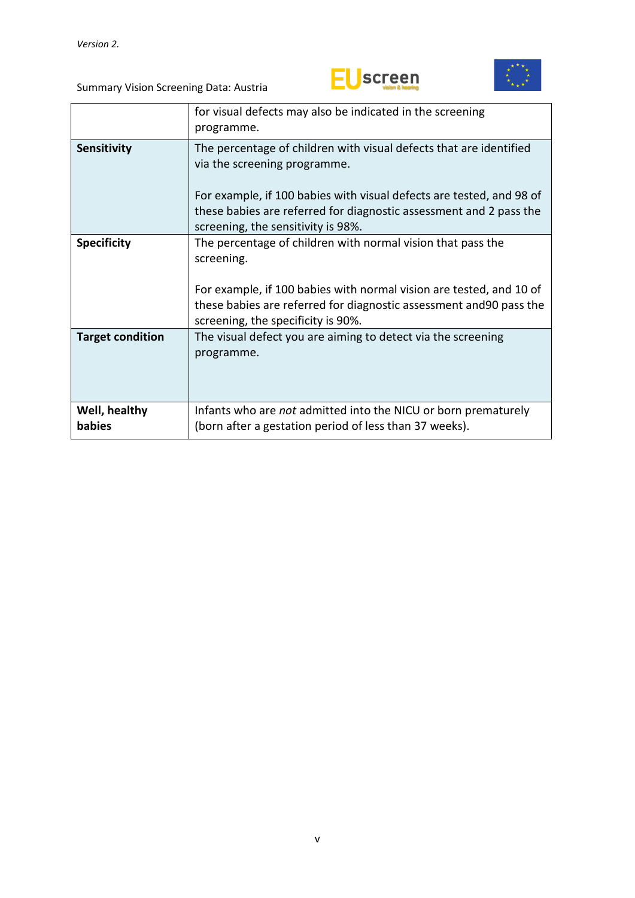| | |
|---|---|
| | for visual defects may also be indicated in the screening programme. |
| **Sensitivity** | The percentage of children with visual defects that are identified via the screening programme.<br><br>For example, if 100 babies with visual defects are tested, and 98 of these babies are referred for diagnostic assessment and 2 pass the screening, the sensitivity is 98%. |
| **Specificity** | The percentage of children with normal vision that pass the screening.<br><br>For example, if 100 babies with normal vision are tested, and 10 of these babies are referred for diagnostic assessment and90 pass the screening, the specificity is 90%. |
| **Target condition** | The visual defect you are aiming to detect via the screening programme. |
| **Well, healthy babies** | Infants who are *not* admitted into the NICU or born prematurely (born after a gestation period of less than 37 weeks). |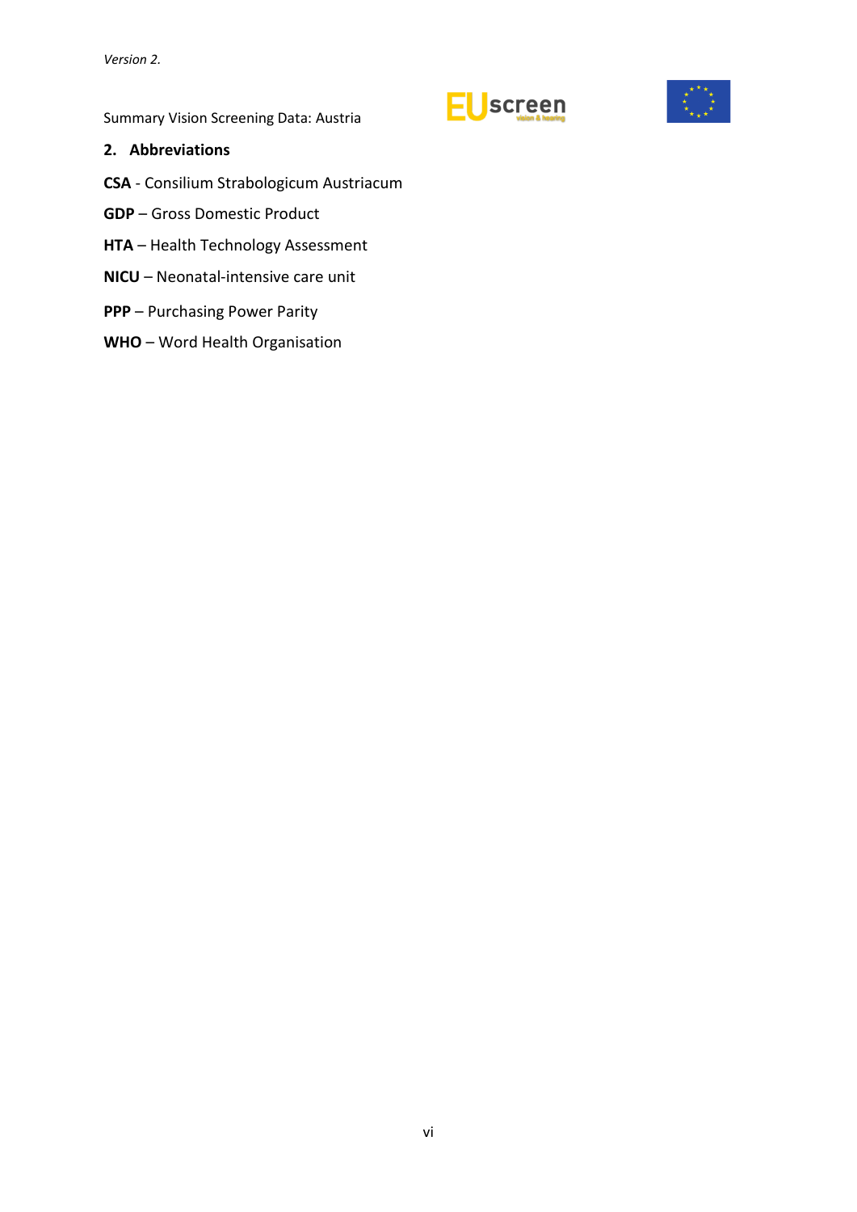## 2. Abbreviations

**CSA** - Consilium Strabologicum Austriacum

**GDP** – Gross Domestic Product

**HTA** – Health Technology Assessment

**NICU** – Neonatal-intensive care unit

**PPP** – Purchasing Power Parity

**WHO** – Word Health Organisation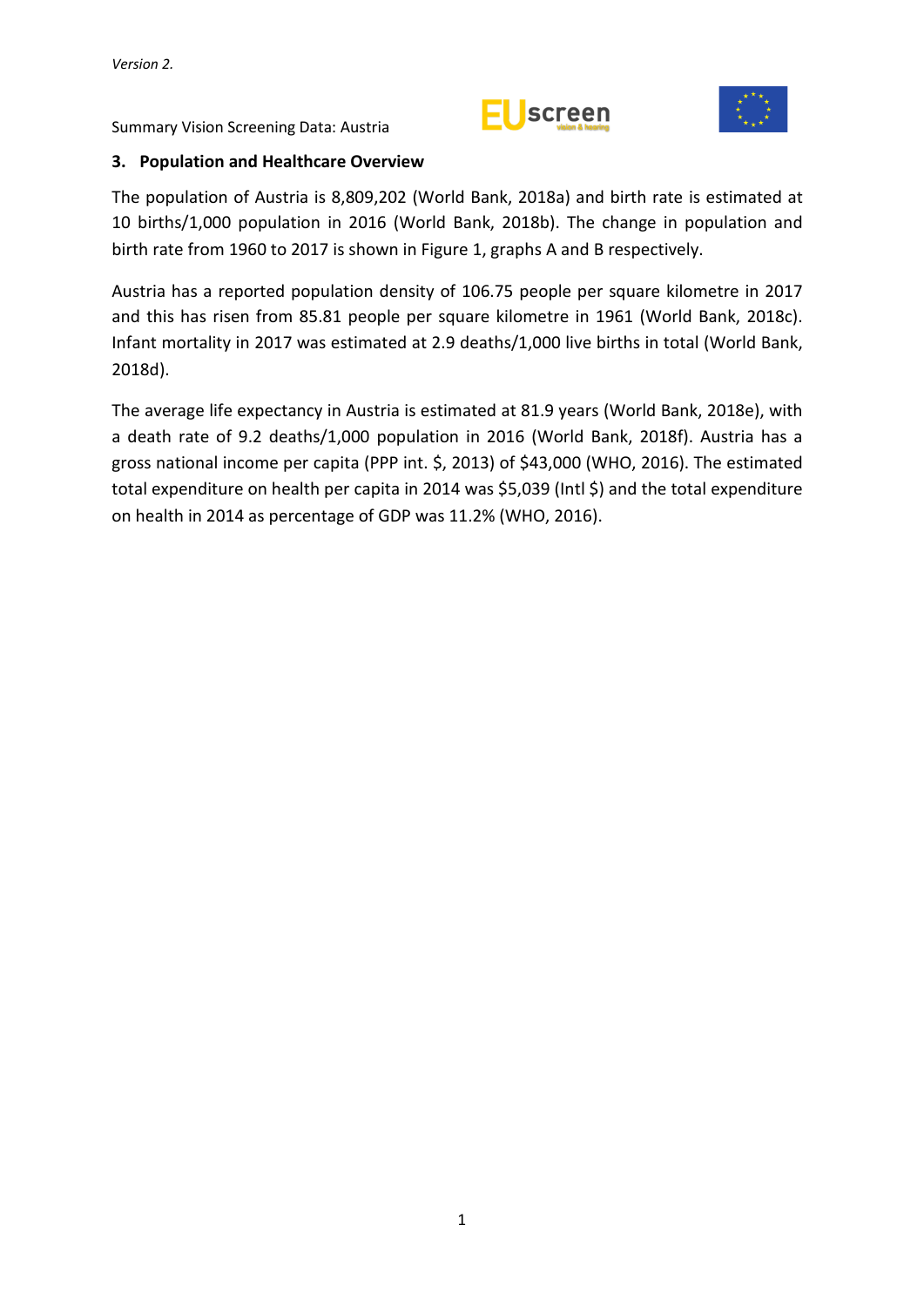## 3. Population and Healthcare Overview

The population of Austria is 8,809,202 (World Bank, 2018a) and birth rate is estimated at 10 births/1,000 population in 2016 (World Bank, 2018b). The change in population and birth rate from 1960 to 2017 is shown in Figure 1, graphs A and B respectively.

Austria has a reported population density of 106.75 people per square kilometre in 2017 and this has risen from 85.81 people per square kilometre in 1961 (World Bank, 2018c). Infant mortality in 2017 was estimated at 2.9 deaths/1,000 live births in total (World Bank, 2018d).

The average life expectancy in Austria is estimated at 81.9 years (World Bank, 2018e), with a death rate of 9.2 deaths/1,000 population in 2016 (World Bank, 2018f). Austria has a gross national income per capita (PPP int. $, 2013) of $43,000 (WHO, 2016). The estimated total expenditure on health per capita in 2014 was $5,039 (Intl $) and the total expenditure on health in 2014 as percentage of GDP was 11.2% (WHO, 2016).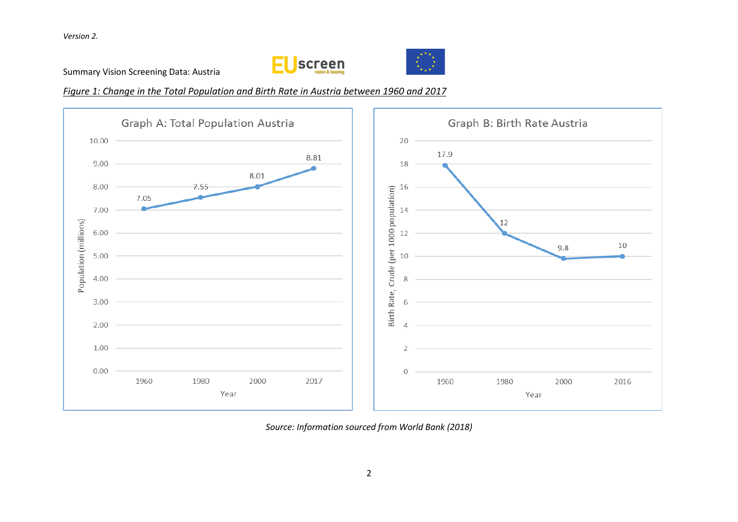Summary Vision Screening Data: Austria

*Figure 1: Change in the Total Population and Birth Rate in Austria between 1960 and 2017*

**Graph A: Total Population Austria**

| Year | Population (millions) |
|---|---|
| 1960 | 7.05 |
| 1980 | 7.55 |
| 2000 | 8.01 |
| 2017 | 8.81 |

**Graph B: Birth Rate Austria**

| Year | Birth Rate, Crude (per 1000 population) |
|---|---|
| 1960 | 17.9 |
| 1980 | 12 |
| 2000 | 9.8 |
| 2016 | 10 |

*Source: Information sourced from World Bank (2018)*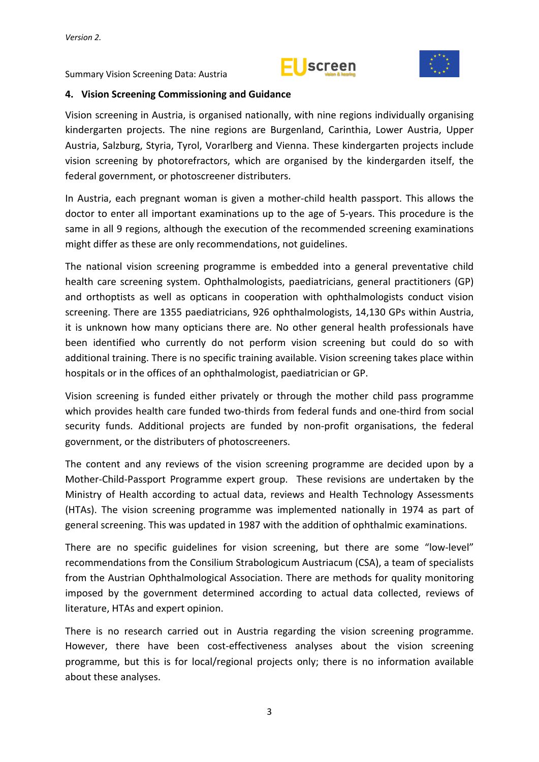## 4. Vision Screening Commissioning and Guidance

Vision screening in Austria, is organised nationally, with nine regions individually organising kindergarten projects. The nine regions are Burgenland, Carinthia, Lower Austria, Upper Austria, Salzburg, Styria, Tyrol, Vorarlberg and Vienna. These kindergarten projects include vision screening by photorefractors, which are organised by the kindergarden itself, the federal government, or photoscreener distributers.

In Austria, each pregnant woman is given a mother-child health passport. This allows the doctor to enter all important examinations up to the age of 5-years. This procedure is the same in all 9 regions, although the execution of the recommended screening examinations might differ as these are only recommendations, not guidelines.

The national vision screening programme is embedded into a general preventative child health care screening system. Ophthalmologists, paediatricians, general practitioners (GP) and orthoptists as well as opticans in cooperation with ophthalmologists conduct vision screening. There are 1355 paediatricians, 926 ophthalmologists, 14,130 GPs within Austria, it is unknown how many opticians there are. No other general health professionals have been identified who currently do not perform vision screening but could do so with additional training. There is no specific training available. Vision screening takes place within hospitals or in the offices of an ophthalmologist, paediatrician or GP.

Vision screening is funded either privately or through the mother child pass programme which provides health care funded two-thirds from federal funds and one-third from social security funds. Additional projects are funded by non-profit organisations, the federal government, or the distributers of photoscreeners.

The content and any reviews of the vision screening programme are decided upon by a Mother-Child-Passport Programme expert group. These revisions are undertaken by the Ministry of Health according to actual data, reviews and Health Technology Assessments (HTAs). The vision screening programme was implemented nationally in 1974 as part of general screening. This was updated in 1987 with the addition of ophthalmic examinations.

There are no specific guidelines for vision screening, but there are some "low-level" recommendations from the Consilium Strabologicum Austriacum (CSA), a team of specialists from the Austrian Ophthalmological Association. There are methods for quality monitoring imposed by the government determined according to actual data collected, reviews of literature, HTAs and expert opinion.

There is no research carried out in Austria regarding the vision screening programme. However, there have been cost-effectiveness analyses about the vision screening programme, but this is for local/regional projects only; there is no information available about these analyses.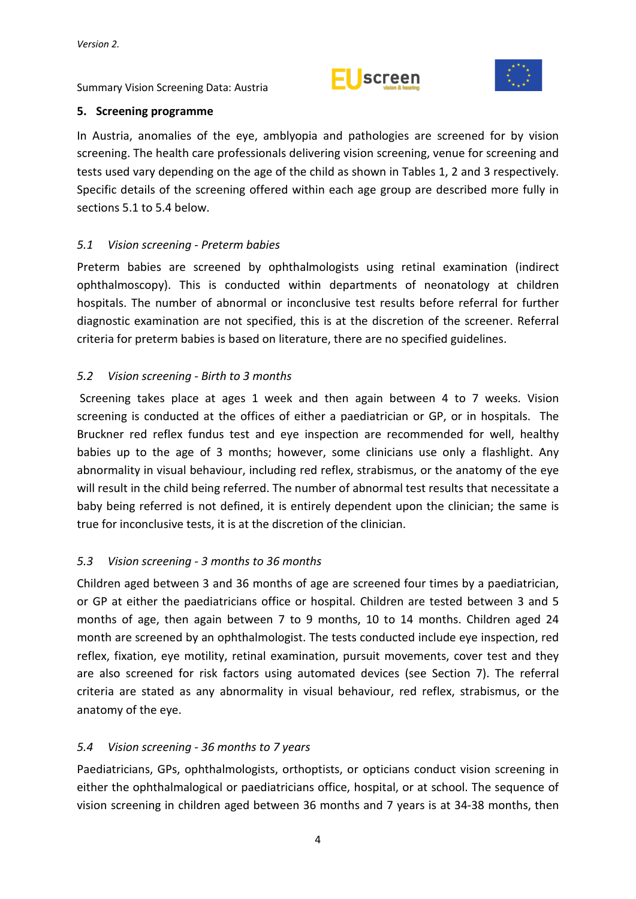## 5. Screening programme

In Austria, anomalies of the eye, amblyopia and pathologies are screened for by vision screening. The health care professionals delivering vision screening, venue for screening and tests used vary depending on the age of the child as shown in Tables 1, 2 and 3 respectively. Specific details of the screening offered within each age group are described more fully in sections 5.1 to 5.4 below.

### *5.1 Vision screening - Preterm babies*

Preterm babies are screened by ophthalmologists using retinal examination (indirect ophthalmoscopy). This is conducted within departments of neonatology at children hospitals. The number of abnormal or inconclusive test results before referral for further diagnostic examination are not specified, this is at the discretion of the screener. Referral criteria for preterm babies is based on literature, there are no specified guidelines.

### *5.2 Vision screening - Birth to 3 months*

Screening takes place at ages 1 week and then again between 4 to 7 weeks. Vision screening is conducted at the offices of either a paediatrician or GP, or in hospitals. The Bruckner red reflex fundus test and eye inspection are recommended for well, healthy babies up to the age of 3 months; however, some clinicians use only a flashlight. Any abnormality in visual behaviour, including red reflex, strabismus, or the anatomy of the eye will result in the child being referred. The number of abnormal test results that necessitate a baby being referred is not defined, it is entirely dependent upon the clinician; the same is true for inconclusive tests, it is at the discretion of the clinician.

### *5.3 Vision screening - 3 months to 36 months*

Children aged between 3 and 36 months of age are screened four times by a paediatrician, or GP at either the paediatricians office or hospital. Children are tested between 3 and 5 months of age, then again between 7 to 9 months, 10 to 14 months. Children aged 24 month are screened by an ophthalmologist. The tests conducted include eye inspection, red reflex, fixation, eye motility, retinal examination, pursuit movements, cover test and they are also screened for risk factors using automated devices (see Section 7). The referral criteria are stated as any abnormality in visual behaviour, red reflex, strabismus, or the anatomy of the eye.

### *5.4 Vision screening - 36 months to 7 years*

Paediatricians, GPs, ophthalmologists, orthoptists, or opticians conduct vision screening in either the ophthalmalogical or paediatricians office, hospital, or at school. The sequence of vision screening in children aged between 36 months and 7 years is at 34-38 months, then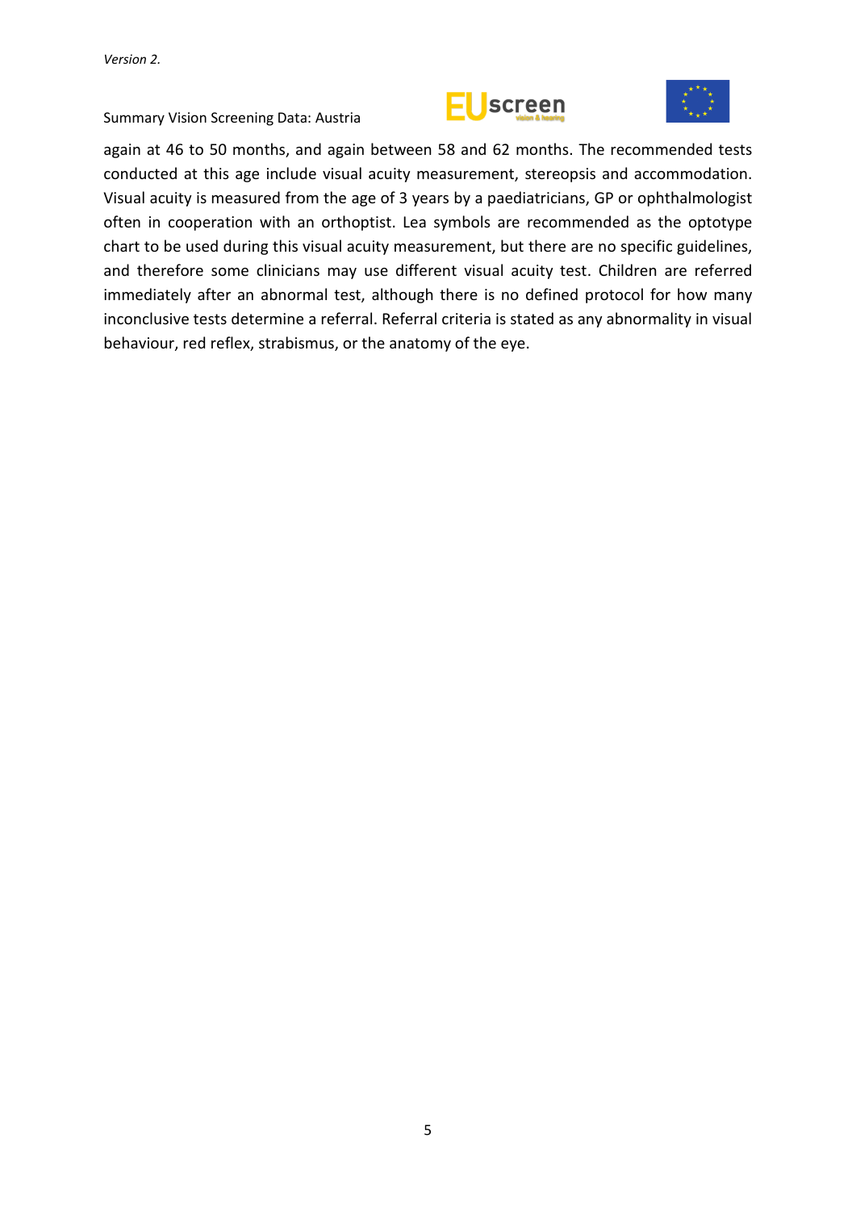again at 46 to 50 months, and again between 58 and 62 months. The recommended tests conducted at this age include visual acuity measurement, stereopsis and accommodation. Visual acuity is measured from the age of 3 years by a paediatricians, GP or ophthalmologist often in cooperation with an orthoptist. Lea symbols are recommended as the optotype chart to be used during this visual acuity measurement, but there are no specific guidelines, and therefore some clinicians may use different visual acuity test. Children are referred immediately after an abnormal test, although there is no defined protocol for how many inconclusive tests determine a referral. Referral criteria is stated as any abnormality in visual behaviour, red reflex, strabismus, or the anatomy of the eye.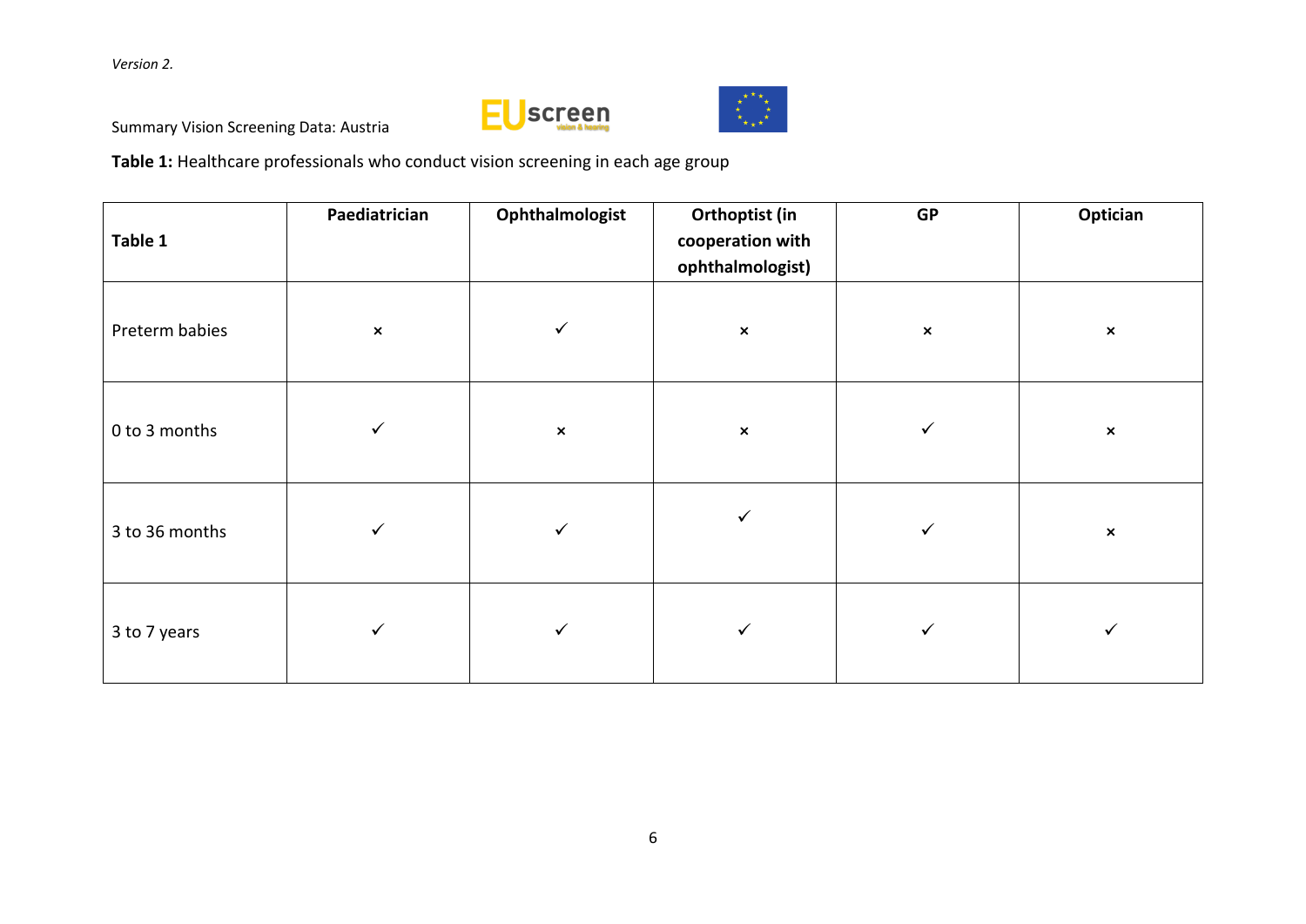*Version 2.*

Summary Vision Screening Data: Austria

**Table 1:** Healthcare professionals who conduct vision screening in each age group

| **Table 1** | **Paediatrician** | **Ophthalmologist** | **Orthoptist (in cooperation with ophthalmologist)** | **GP** | **Optician** |
|---|---|---|---|---|---|
| Preterm babies | × | ✓ | × | × | × |
| 0 to 3 months | ✓ | × | × | ✓ | × |
| 3 to 36 months | ✓ | ✓ | ✓ | ✓ | × |
| 3 to 7 years | ✓ | ✓ | ✓ | ✓ | ✓ |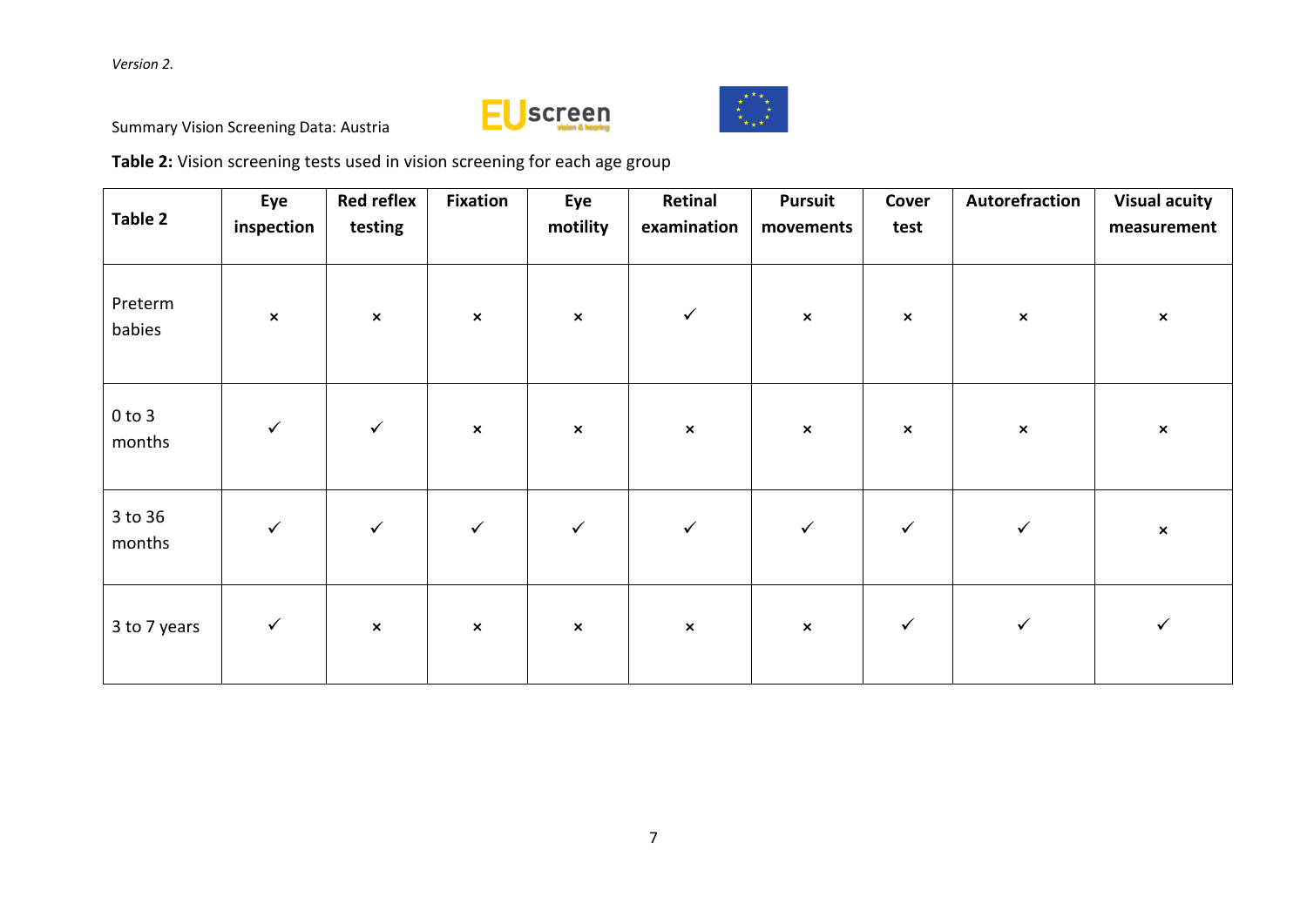*Version 2.*

Summary Vision Screening Data: Austria

**Table 2:** Vision screening tests used in vision screening for each age group

| Table 2 | Eye inspection | Red reflex testing | Fixation | Eye motility | Retinal examination | Pursuit movements | Cover test | Autorefraction | Visual acuity measurement |
|---|---|---|---|---|---|---|---|---|---|
| Preterm babies | × | × | × | × | ✓ | × | × | × | × |
| 0 to 3 months | ✓ | ✓ | × | × | × | × | × | × | × |
| 3 to 36 months | ✓ | ✓ | ✓ | ✓ | ✓ | ✓ | ✓ | ✓ | × |
| 3 to 7 years | ✓ | × | × | × | × | × | ✓ | ✓ | ✓ |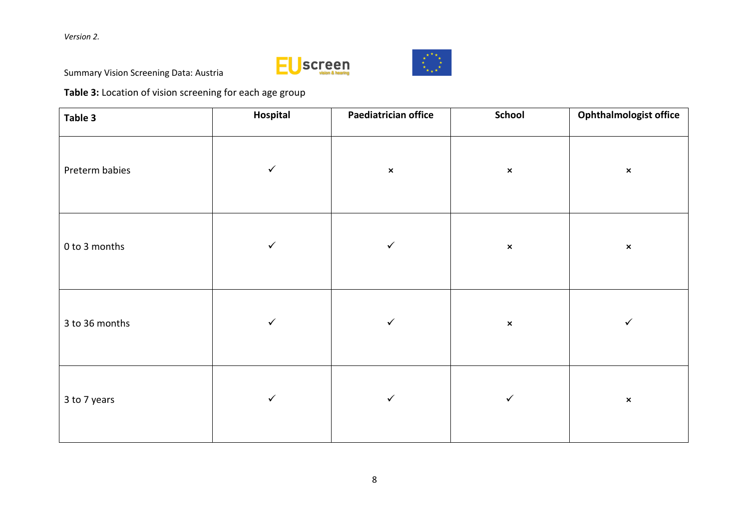Summary Vision Screening Data: Austria

**Table 3:** Location of vision screening for each age group

| Table 3 | Hospital | Paediatrician office | School | Ophthalmologist office |
|---|---|---|---|---|
| Preterm babies | ✓ | × | × | × |
| 0 to 3 months | ✓ | ✓ | × | × |
| 3 to 36 months | ✓ | ✓ | × | ✓ |
| 3 to 7 years | ✓ | ✓ | ✓ | × |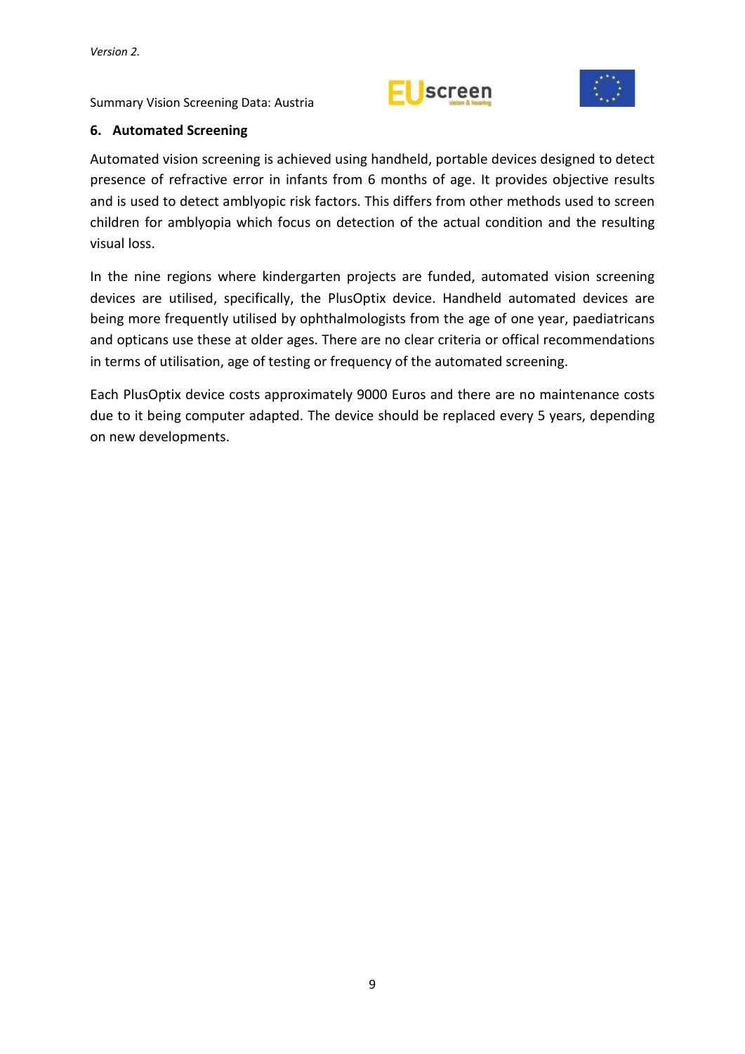## 6. Automated Screening

Automated vision screening is achieved using handheld, portable devices designed to detect presence of refractive error in infants from 6 months of age. It provides objective results and is used to detect amblyopic risk factors. This differs from other methods used to screen children for amblyopia which focus on detection of the actual condition and the resulting visual loss.

In the nine regions where kindergarten projects are funded, automated vision screening devices are utilised, specifically, the PlusOptix device. Handheld automated devices are being more frequently utilised by ophthalmologists from the age of one year, paediatricans and opticans use these at older ages. There are no clear criteria or offical recommendations in terms of utilisation, age of testing or frequency of the automated screening.

Each PlusOptix device costs approximately 9000 Euros and there are no maintenance costs due to it being computer adapted. The device should be replaced every 5 years, depending on new developments.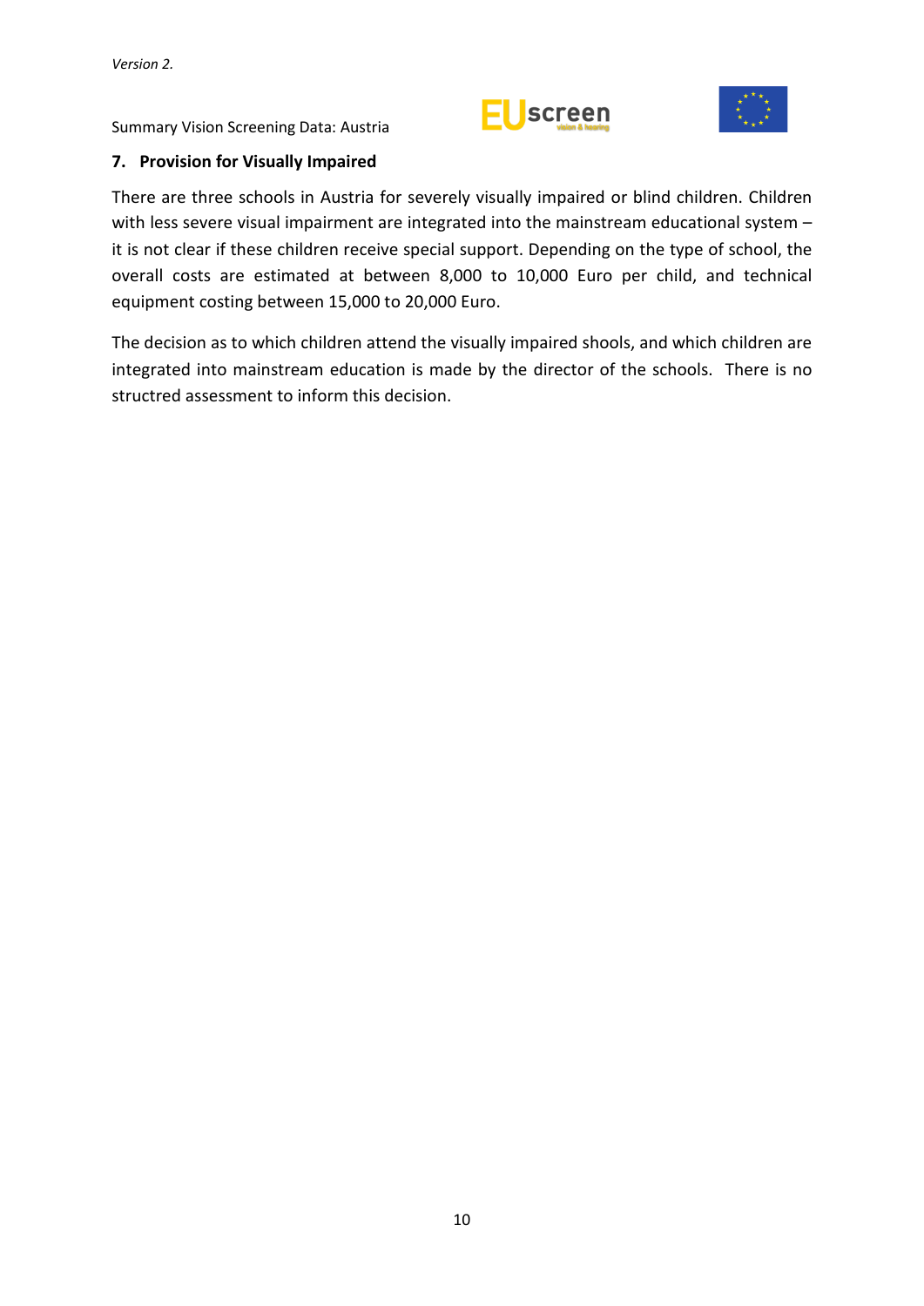## 7. Provision for Visually Impaired

There are three schools in Austria for severely visually impaired or blind children. Children with less severe visual impairment are integrated into the mainstream educational system – it is not clear if these children receive special support. Depending on the type of school, the overall costs are estimated at between 8,000 to 10,000 Euro per child, and technical equipment costing between 15,000 to 20,000 Euro.

The decision as to which children attend the visually impaired shools, and which children are integrated into mainstream education is made by the director of the schools. There is no structred assessment to inform this decision.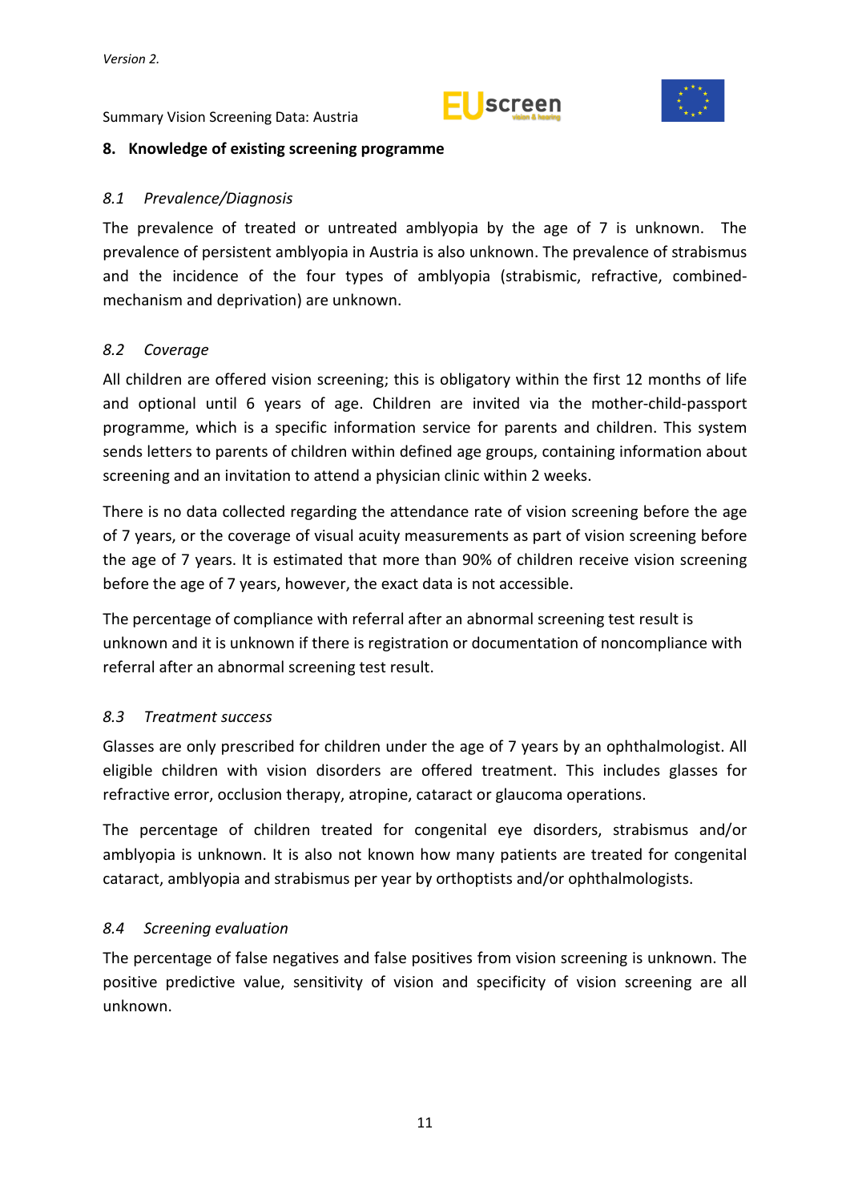## 8. Knowledge of existing screening programme

### *8.1 Prevalence/Diagnosis*

The prevalence of treated or untreated amblyopia by the age of 7 is unknown. The prevalence of persistent amblyopia in Austria is also unknown. The prevalence of strabismus and the incidence of the four types of amblyopia (strabismic, refractive, combined-mechanism and deprivation) are unknown.

### *8.2 Coverage*

All children are offered vision screening; this is obligatory within the first 12 months of life and optional until 6 years of age. Children are invited via the mother-child-passport programme, which is a specific information service for parents and children. This system sends letters to parents of children within defined age groups, containing information about screening and an invitation to attend a physician clinic within 2 weeks.

There is no data collected regarding the attendance rate of vision screening before the age of 7 years, or the coverage of visual acuity measurements as part of vision screening before the age of 7 years. It is estimated that more than 90% of children receive vision screening before the age of 7 years, however, the exact data is not accessible.

The percentage of compliance with referral after an abnormal screening test result is unknown and it is unknown if there is registration or documentation of noncompliance with referral after an abnormal screening test result.

### *8.3 Treatment success*

Glasses are only prescribed for children under the age of 7 years by an ophthalmologist. All eligible children with vision disorders are offered treatment. This includes glasses for refractive error, occlusion therapy, atropine, cataract or glaucoma operations.

The percentage of children treated for congenital eye disorders, strabismus and/or amblyopia is unknown. It is also not known how many patients are treated for congenital cataract, amblyopia and strabismus per year by orthoptists and/or ophthalmologists.

### *8.4 Screening evaluation*

The percentage of false negatives and false positives from vision screening is unknown. The positive predictive value, sensitivity of vision and specificity of vision screening are all unknown.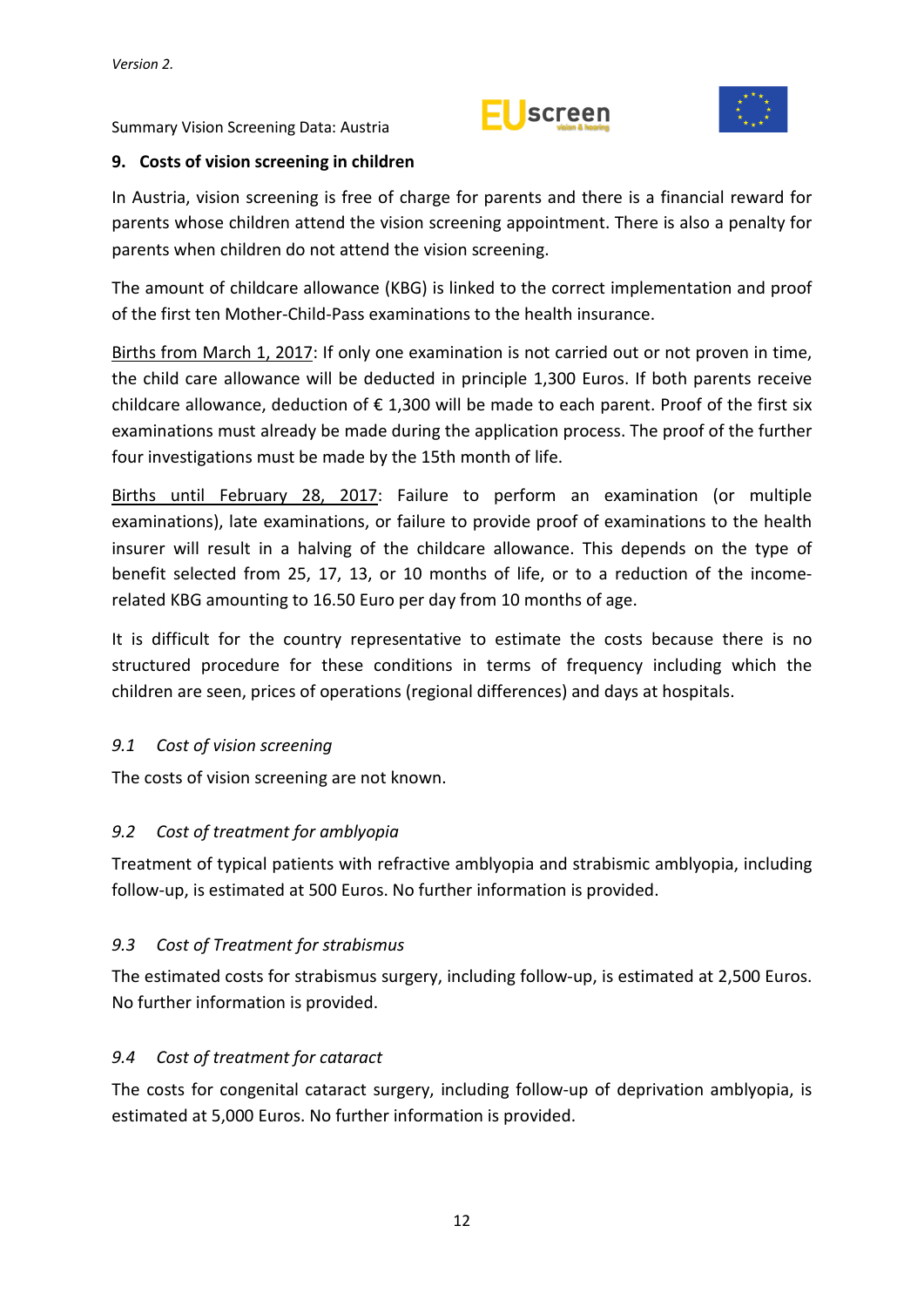## 9. Costs of vision screening in children

In Austria, vision screening is free of charge for parents and there is a financial reward for parents whose children attend the vision screening appointment. There is also a penalty for parents when children do not attend the vision screening.

The amount of childcare allowance (KBG) is linked to the correct implementation and proof of the first ten Mother-Child-Pass examinations to the health insurance.

Births from March 1, 2017: If only one examination is not carried out or not proven in time, the child care allowance will be deducted in principle 1,300 Euros. If both parents receive childcare allowance, deduction of € 1,300 will be made to each parent. Proof of the first six examinations must already be made during the application process. The proof of the further four investigations must be made by the 15th month of life.

Births until February 28, 2017: Failure to perform an examination (or multiple examinations), late examinations, or failure to provide proof of examinations to the health insurer will result in a halving of the childcare allowance. This depends on the type of benefit selected from 25, 17, 13, or 10 months of life, or to a reduction of the income-related KBG amounting to 16.50 Euro per day from 10 months of age.

It is difficult for the country representative to estimate the costs because there is no structured procedure for these conditions in terms of frequency including which the children are seen, prices of operations (regional differences) and days at hospitals.

### *9.1 Cost of vision screening*

The costs of vision screening are not known.

### *9.2 Cost of treatment for amblyopia*

Treatment of typical patients with refractive amblyopia and strabismic amblyopia, including follow-up, is estimated at 500 Euros. No further information is provided.

### *9.3 Cost of Treatment for strabismus*

The estimated costs for strabismus surgery, including follow-up, is estimated at 2,500 Euros. No further information is provided.

### *9.4 Cost of treatment for cataract*

The costs for congenital cataract surgery, including follow-up of deprivation amblyopia, is estimated at 5,000 Euros. No further information is provided.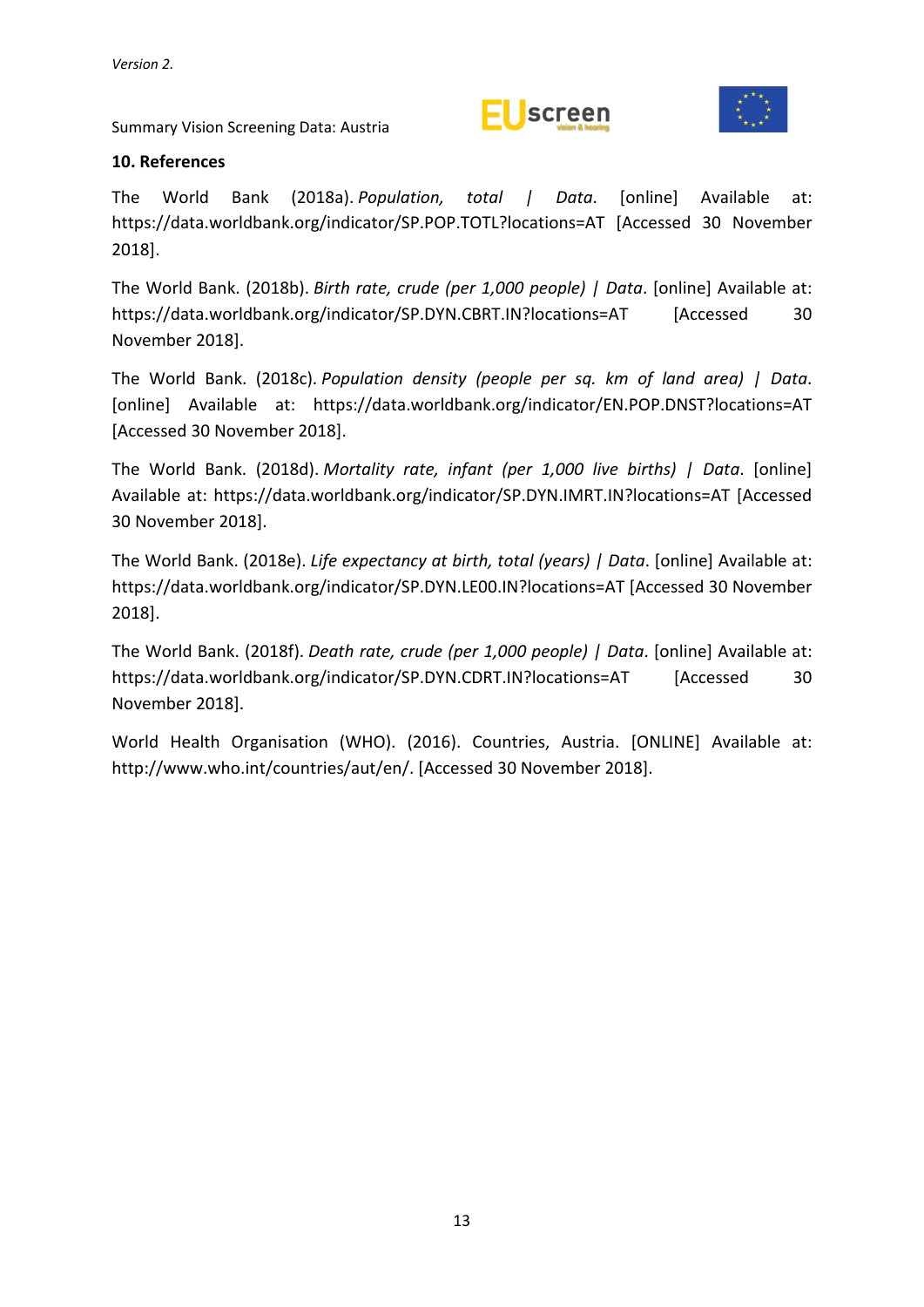## 10. References

The World Bank (2018a). *Population, total | Data*. [online] Available at: https://data.worldbank.org/indicator/SP.POP.TOTL?locations=AT [Accessed 30 November 2018].

The World Bank. (2018b). *Birth rate, crude (per 1,000 people) | Data*. [online] Available at: https://data.worldbank.org/indicator/SP.DYN.CBRT.IN?locations=AT [Accessed 30 November 2018].

The World Bank. (2018c). *Population density (people per sq. km of land area) | Data*. [online] Available at: https://data.worldbank.org/indicator/EN.POP.DNST?locations=AT [Accessed 30 November 2018].

The World Bank. (2018d). *Mortality rate, infant (per 1,000 live births) | Data*. [online] Available at: https://data.worldbank.org/indicator/SP.DYN.IMRT.IN?locations=AT [Accessed 30 November 2018].

The World Bank. (2018e). *Life expectancy at birth, total (years) | Data*. [online] Available at: https://data.worldbank.org/indicator/SP.DYN.LE00.IN?locations=AT [Accessed 30 November 2018].

The World Bank. (2018f). *Death rate, crude (per 1,000 people) | Data*. [online] Available at: https://data.worldbank.org/indicator/SP.DYN.CDRT.IN?locations=AT [Accessed 30 November 2018].

World Health Organisation (WHO). (2016). Countries, Austria. [ONLINE] Available at: http://www.who.int/countries/aut/en/. [Accessed 30 November 2018].